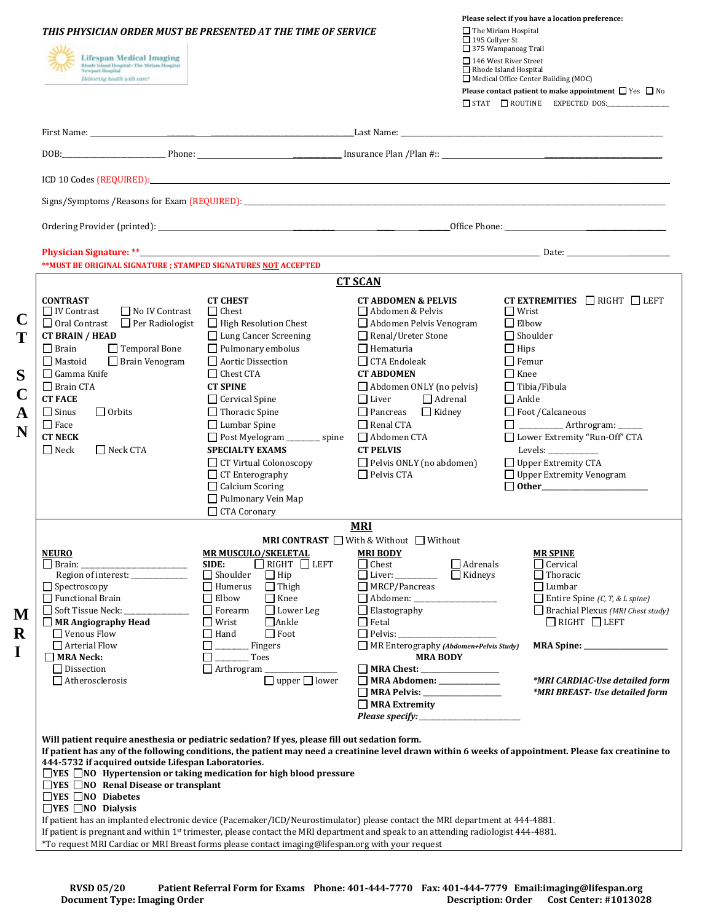***THIS PHYSICIAN ORDER MUST BE PRESENTED AT THE TIME OF SERVICE***

Lifespan Medical Imaging
Rhode Island Hospital • The Miriam Hospital
Newport Hospital
*Delivering health with care*

**Please select if you have a location preference:**

- ☐ The Miriam Hospital
- ☐ 195 Collyer St
- ☐ 375 Wampanoag Trail
- ☐ 146 West River Street
- ☐ Rhode Island Hospital
- ☐ Medical Office Center Building (MOC)

**Please contact patient to make appointment** ☐ Yes ☐ No

☐ STAT ☐ ROUTINE EXPECTED DOS:___________

First Name: ______________________________ Last Name: ______________________________

DOB:_______________ Phone: _______________ Insurance Plan /Plan #:: _______________

ICD 10 Codes (REQUIRED):______________________________

Signs/Symptoms /Reasons for Exam (REQUIRED): ______________________________

Ordering Provider (printed): ______________________________ Office Phone: _______________

**Physician Signature: \*\***______________________________ Date: _______________

**\*\*MUST BE ORIGINAL SIGNATURE ; STAMPED SIGNATURES NOT ACCEPTED**

## CT SCAN

**CONTRAST**
- ☐ IV Contrast
- ☐ No IV Contrast
- ☐ Oral Contrast
- ☐ Per Radiologist

**CT BRAIN / HEAD**
- ☐ Brain
- ☐ Temporal Bone
- ☐ Mastoid
- ☐ Brain Venogram
- ☐ Gamma Knife
- ☐ Brain CTA

**CT FACE**
- ☐ Sinus
- ☐ Orbits
- ☐ Face

**CT NECK**
- ☐ Neck
- ☐ Neck CTA

**CT CHEST**
- ☐ Chest
- ☐ High Resolution Chest
- ☐ Lung Cancer Screening
- ☐ Pulmonary embolus
- ☐ Aortic Dissection
- ☐ Chest CTA

**CT SPINE**
- ☐ Cervical Spine
- ☐ Thoracic Spine
- ☐ Lumbar Spine
- ☐ Post Myelogram ________ spine

**SPECIALTY EXAMS**
- ☐ CT Virtual Colonoscopy
- ☐ CT Enterography
- ☐ Calcium Scoring
- ☐ Pulmonary Vein Map
- ☐ CTA Coronary

**CT ABDOMEN & PELVIS**
- ☐ Abdomen & Pelvis
- ☐ Abdomen Pelvis Venogram
- ☐ Renal/Ureter Stone
- ☐ Hematuria
- ☐ CTA Endoleak

**CT ABDOMEN**
- ☐ Abdomen ONLY (no pelvis)
- ☐ Liver
- ☐ Adrenal
- ☐ Pancreas
- ☐ Kidney
- ☐ Renal CTA
- ☐ Abdomen CTA

**CT PELVIS**
- ☐ Pelvis ONLY (no abdomen)
- ☐ Pelvis CTA

**CT EXTREMITIES** ☐ RIGHT ☐ LEFT
- ☐ Wrist
- ☐ Elbow
- ☐ Shoulder
- ☐ Hips
- ☐ Femur
- ☐ Knee
- ☐ Tibia/Fibula
- ☐ Ankle
- ☐ Foot /Calcaneous
- ☐ __________ Arthrogram: ______
- ☐ Lower Extremity "Run-Off" CTA
  Levels: __________
- ☐ Upper Extremity CTA
- ☐ Upper Extremity Venogram
- ☐ **Other**____________________

## MRI

**MRI CONTRAST** ☐ With & Without ☐ Without

**NEURO**
- ☐ Brain: ____________________
  Region of interest: _______________
- ☐ Spectroscopy
- ☐ Functional Brain
- ☐ Soft Tissue Neck: _______________
- ☐ **MR Angiography Head**
  - ☐ Venous Flow
  - ☐ Arterial Flow
- ☐ **MRA Neck:**
  - ☐ Dissection
  - ☐ Atherosclerosis

**MR MUSCULO/SKELETAL**

**SIDE:** ☐ RIGHT ☐ LEFT
- ☐ Shoulder
- ☐ Hip
- ☐ Humerus
- ☐ Thigh
- ☐ Elbow
- ☐ Knee
- ☐ Forearm
- ☐ Lower Leg
- ☐ Wrist
- ☐ Ankle
- ☐ Hand
- ☐ Foot
- ☐ ________ Fingers
- ☐ ________ Toes
- ☐ Arthrogram _______________
  ☐ upper ☐ lower

**MRI BODY**
- ☐ Chest
- ☐ Adrenals
- ☐ Liver: __________
- ☐ Kidneys
- ☐ MRCP/Pancreas
- ☐ Abdomen: _______________
- ☐ Elastography
- ☐ Fetal
- ☐ Pelvis: ____________________
- ☐ MR Enterography *(Abdomen+Pelvis Study)*

**MRA BODY**
- ☐ **MRA Chest:** _______________
- ☐ **MRA Abdomen:** _______________
- ☐ **MRA Pelvis:** _______________
- ☐ **MRA Extremity**

***Please specify:*** ____________________

**MR SPINE**
- ☐ Cervical
- ☐ Thoracic
- ☐ Lumbar
- ☐ Entire Spine *(C, T, & L spine)*
- ☐ Brachial Plexus *(MRI Chest study)*
  ☐ RIGHT ☐ LEFT

**MRA Spine:** _______________

***\*MRI CARDIAC-Use detailed form***
***\*MRI BREAST- Use detailed form***

**Will patient require anesthesia or pediatric sedation? If yes, please fill out sedation form.**

**If patient has any of the following conditions, the patient may need a creatinine level drawn within 6 weeks of appointment. Please fax creatinine to 444-5732 if acquired outside Lifespan Laboratories.**

- ☐**YES** ☐**NO** **Hypertension or taking medication for high blood pressure**
- ☐**YES** ☐**NO** **Renal Disease or transplant**
- ☐**YES** ☐**NO** **Diabetes**
- ☐**YES** ☐**NO** **Dialysis**

If patient has an implanted electronic device (Pacemaker/ICD/Neurostimulator) please contact the MRI department at 444-4881.

If patient is pregnant and within 1st trimester, please contact the MRI department and speak to an attending radiologist 444-4881.

\*To request MRI Cardiac or MRI Breast forms please contact imaging@lifespan.org with your request

**RVSD 05/20 Patient Referral Form for Exams Phone: 401-444-7770 Fax: 401-444-7779 Email:imaging@lifespan.org**

**Document Type: Imaging Order Description: Order Cost Center: #1013028**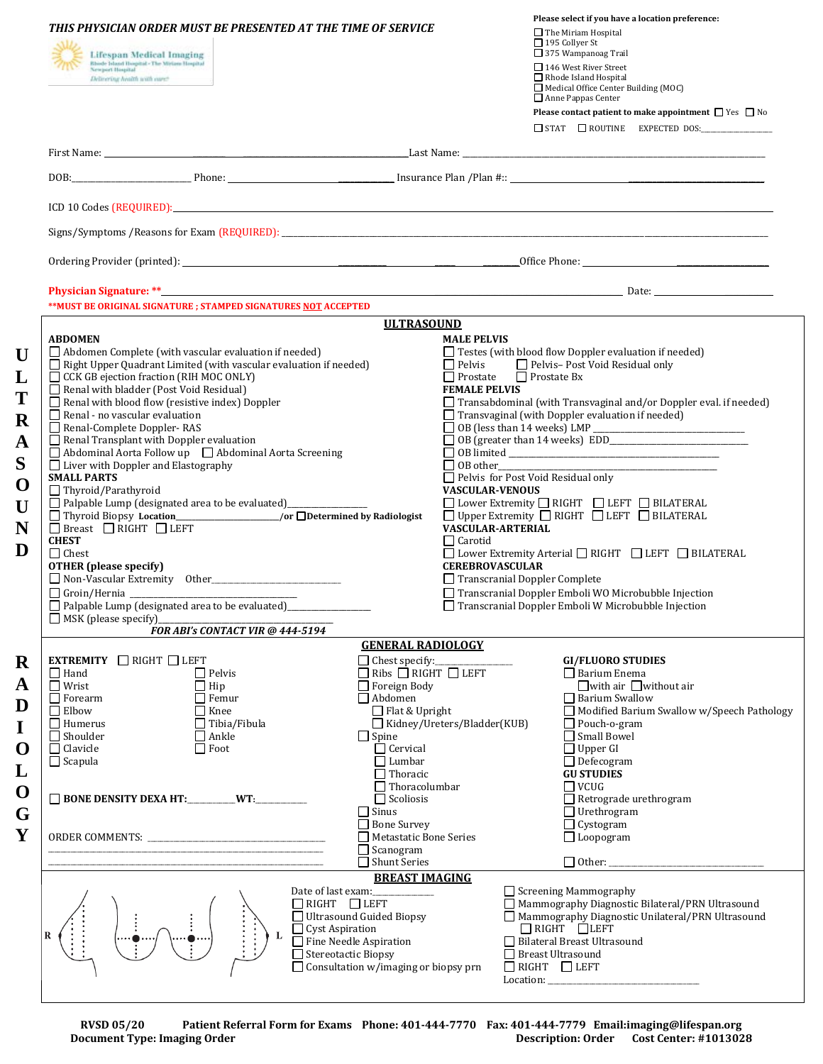***THIS PHYSICIAN ORDER MUST BE PRESENTED AT THE TIME OF SERVICE***

Lifespan Medical Imaging
Rhode Island Hospital • The Miriam Hospital
Newport Hospital
*Delivering health with care®*

**Please select if you have a location preference:**

- ☐ The Miriam Hospital
- ☐ 195 Collyer St
- ☐ 375 Wampanoag Trail
- ☐ 146 West River Street
- ☐ Rhode Island Hospital
- ☐ Medical Office Center Building (MOC)
- ☐ Anne Pappas Center

**Please contact patient to make appointment** ☐ Yes ☐ No

☐ STAT ☐ ROUTINE EXPECTED DOS:________________

First Name: ____________________ Last Name: ____________________

DOB:____________ Phone: ____________ Insurance Plan /Plan #:: ____________

ICD 10 Codes (REQUIRED):____________________

Signs/Symptoms /Reasons for Exam (REQUIRED): ____________________

Ordering Provider (printed): ____________________ Office Phone: ____________

**Physician Signature: \*\*** ____________________ Date: ____________

**\*\*MUST BE ORIGINAL SIGNATURE ; STAMPED SIGNATURES NOT ACCEPTED**

## ULTRASOUND

**ABDOMEN**
- ☐ Abdomen Complete (with vascular evaluation if needed)
- ☐ Right Upper Quadrant Limited (with vascular evaluation if needed)
- ☐ CCK GB ejection fraction (RIH MOC ONLY)
- ☐ Renal with bladder (Post Void Residual)
- ☐ Renal with blood flow (resistive index) Doppler
- ☐ Renal - no vascular evaluation
- ☐ Renal-Complete Doppler- RAS
- ☐ Renal Transplant with Doppler evaluation
- ☐ Abdominal Aorta Follow up ☐ Abdominal Aorta Screening
- ☐ Liver with Doppler and Elastography

**SMALL PARTS**
- ☐ Thyroid/Parathyroid
- ☐ Palpable Lump (designated area to be evaluated)____________
- ☐ Thyroid Biopsy **Location**____________/or ☐ **Determined by Radiologist**
- ☐ Breast ☐ RIGHT ☐ LEFT

**CHEST**
- ☐ Chest

**OTHER (please specify)**
- ☐ Non-Vascular Extremity Other____________
- ☐ Groin/Hernia ____________
- ☐ Palpable Lump (designated area to be evaluated)____________
- ☐ MSK (please specify)____________

***FOR ABI's CONTACT VIR @ 444-5194***

**MALE PELVIS**
- ☐ Testes (with blood flow Doppler evaluation if needed)
- ☐ Pelvis ☐ Pelvis– Post Void Residual only
- ☐ Prostate ☐ Prostate Bx

**FEMALE PELVIS**
- ☐ Transabdominal (with Transvaginal and/or Doppler eval. if needed)
- ☐ Transvaginal (with Doppler evaluation if needed)
- ☐ OB (less than 14 weeks) LMP ____________
- ☐ OB (greater than 14 weeks) EDD____________
- ☐ OB limited ____________
- ☐ OB other____________
- ☐ Pelvis for Post Void Residual only

**VASCULAR-VENOUS**
- ☐ Lower Extremity ☐ RIGHT ☐ LEFT ☐ BILATERAL
- ☐ Upper Extremity ☐ RIGHT ☐ LEFT ☐ BILATERAL

**VASCULAR-ARTERIAL**
- ☐ Carotid
- ☐ Lower Extremity Arterial ☐ RIGHT ☐ LEFT ☐ BILATERAL

**CEREBROVASCULAR**
- ☐ Transcranial Doppler Complete
- ☐ Transcranial Doppler Emboli WO Microbubble Injection
- ☐ Transcranial Doppler Emboli W Microbubble Injection

## GENERAL RADIOLOGY

**EXTREMITY** ☐ RIGHT ☐ LEFT
- ☐ Hand
- ☐ Wrist
- ☐ Forearm
- ☐ Elbow
- ☐ Humerus
- ☐ Shoulder
- ☐ Clavicle
- ☐ Scapula
- ☐ Pelvis
- ☐ Hip
- ☐ Femur
- ☐ Knee
- ☐ Tibia/Fibula
- ☐ Ankle
- ☐ Foot

☐ **BONE DENSITY DEXA HT:**________ **WT:**________

ORDER COMMENTS: ____________________

- ☐ Chest specify:____________
- ☐ Ribs ☐ RIGHT ☐ LEFT
- ☐ Foreign Body
- ☐ Abdomen
  - ☐ Flat & Upright
  - ☐ Kidney/Ureters/Bladder(KUB)
- ☐ Spine
  - ☐ Cervical
  - ☐ Lumbar
  - ☐ Thoracic
  - ☐ Thoracolumbar
  - ☐ Scoliosis
- ☐ Sinus
- ☐ Bone Survey
- ☐ Metastatic Bone Series
- ☐ Scanogram
- ☐ Shunt Series

**GI/FLUORO STUDIES**
- ☐ Barium Enema
  - ☐ with air ☐ without air
- ☐ Barium Swallow
- ☐ Modified Barium Swallow w/Speech Pathology
- ☐ Pouch-o-gram
- ☐ Small Bowel
- ☐ Upper GI
- ☐ Defecogram

**GU STUDIES**
- ☐ VCUG
- ☐ Retrograde urethrogram
- ☐ Urethrogram
- ☐ Cystogram
- ☐ Loopogram

☐ Other: ____________

## BREAST IMAGING

R L

Date of last exam:____________
- ☐ RIGHT ☐ LEFT
- ☐ Ultrasound Guided Biopsy
- ☐ Cyst Aspiration
- ☐ Fine Needle Aspiration
- ☐ Stereotactic Biopsy
- ☐ Consultation w/imaging or biopsy prn

- ☐ Screening Mammography
- ☐ Mammography Diagnostic Bilateral/PRN Ultrasound
- ☐ Mammography Diagnostic Unilateral/PRN Ultrasound
  - ☐ RIGHT ☐ LEFT
- ☐ Bilateral Breast Ultrasound
- ☐ Breast Ultrasound
- ☐ RIGHT ☐ LEFT

Location: ____________

**RVSD 05/20 Patient Referral Form for Exams Phone: 401-444-7770 Fax: 401-444-7779 Email:imaging@lifespan.org**
**Document Type: Imaging Order Description: Order Cost Center: #1013028**